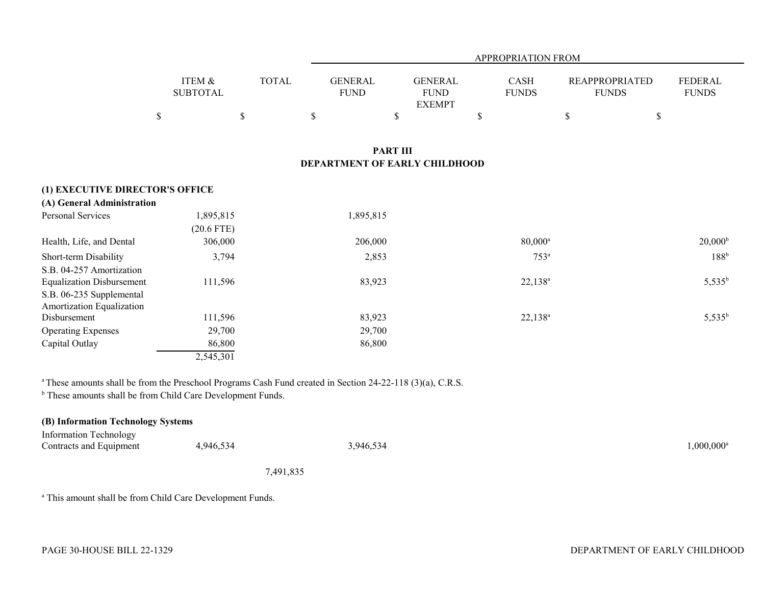| | ITEM & SUBTOTAL | TOTAL | APPROPRIATION FROM | | | | |
|---|---|---|---|---|---|---|---|
| | | | GENERAL FUND | GENERAL FUND EXEMPT | CASH FUNDS | REAPPROPRIATED FUNDS | FEDERAL FUNDS |
| | $ | $ | $ | $ | $ | $ | $ |

## PART III
## DEPARTMENT OF EARLY CHILDHOOD

### (1) EXECUTIVE DIRECTOR'S OFFICE

#### (A) General Administration

| | ITEM & SUBTOTAL | TOTAL | GENERAL FUND | GENERAL FUND EXEMPT | CASH FUNDS | REAPPROPRIATED FUNDS | FEDERAL FUNDS |
|---|---|---|---|---|---|---|---|
| Personal Services | 1,895,815 (20.6 FTE) | | 1,895,815 | | | | |
| Health, Life, and Dental | 306,000 | | 206,000 | | 80,000[a] | | 20,000[b] |
| Short-term Disability | 3,794 | | 2,853 | | 753[a] | | 188[b] |
| S.B. 04-257 Amortization Equalization Disbursement | 111,596 | | 83,923 | | 22,138[a] | | 5,535[b] |
| S.B. 06-235 Supplemental Amortization Equalization Disbursement | 111,596 | | 83,923 | | 22,138[a] | | 5,535[b] |
| Operating Expenses | 29,700 | | 29,700 | | | | |
| Capital Outlay | 86,800 | | 86,800 | | | | |
| | 2,545,301 | | | | | | |

[a] These amounts shall be from the Preschool Programs Cash Fund created in Section 24-22-118 (3)(a), C.R.S.
[b] These amounts shall be from Child Care Development Funds.

#### (B) Information Technology Systems

| | ITEM & SUBTOTAL | TOTAL | GENERAL FUND | GENERAL FUND EXEMPT | CASH FUNDS | REAPPROPRIATED FUNDS | FEDERAL FUNDS |
|---|---|---|---|---|---|---|---|
| Information Technology Contracts and Equipment | 4,946,534 | | 3,946,534 | | | | 1,000,000[a] |
| | | 7,491,835 | | | | | |

[a] This amount shall be from Child Care Development Funds.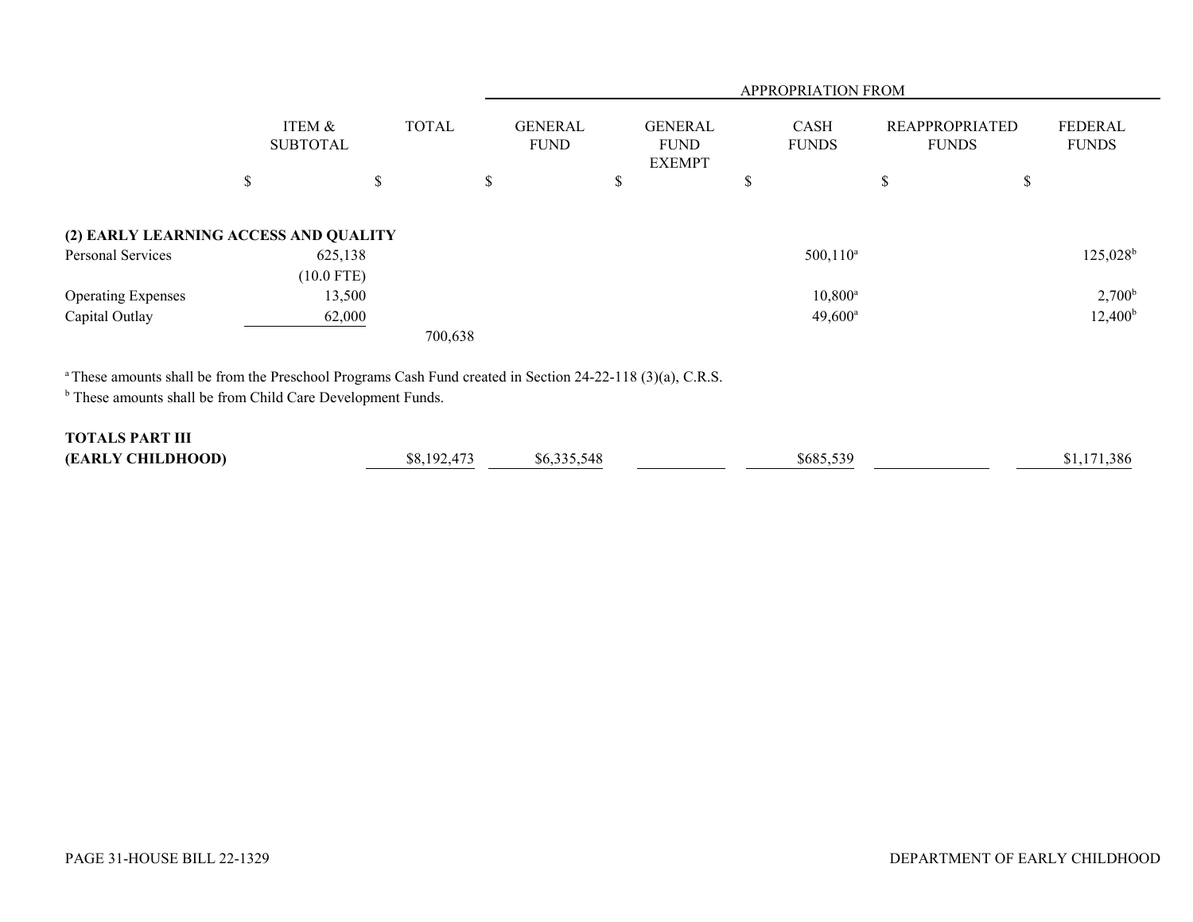| | ITEM & SUBTOTAL | TOTAL | APPROPRIATION FROM GENERAL FUND | GENERAL FUND EXEMPT | CASH FUNDS | REAPPROPRIATED FUNDS | FEDERAL FUNDS |
|---|---|---|---|---|---|---|---|
| | $ | $ | $ | $ | $ | $ | $ |
| **(2) EARLY LEARNING ACCESS AND QUALITY** | | | | | | | |
| Personal Services | 625,138 | | | | 500,110[a] | | 125,028[b] |
| | (10.0 FTE) | | | | | | |
| Operating Expenses | 13,500 | | | | 10,800[a] | | 2,700[b] |
| Capital Outlay | 62,000 | | | | 49,600[a] | | 12,400[b] |
| | | 700,638 | | | | | |

[a] These amounts shall be from the Preschool Programs Cash Fund created in Section 24-22-118 (3)(a), C.R.S.

[b] These amounts shall be from Child Care Development Funds.

| | TOTAL | GENERAL FUND | GENERAL FUND EXEMPT | CASH FUNDS | REAPPROPRIATED FUNDS | FEDERAL FUNDS |
|---|---|---|---|---|---|---|
| **TOTALS PART III (EARLY CHILDHOOD)** | $8,192,473 | $6,335,548 | | $685,539 | | $1,171,386 |